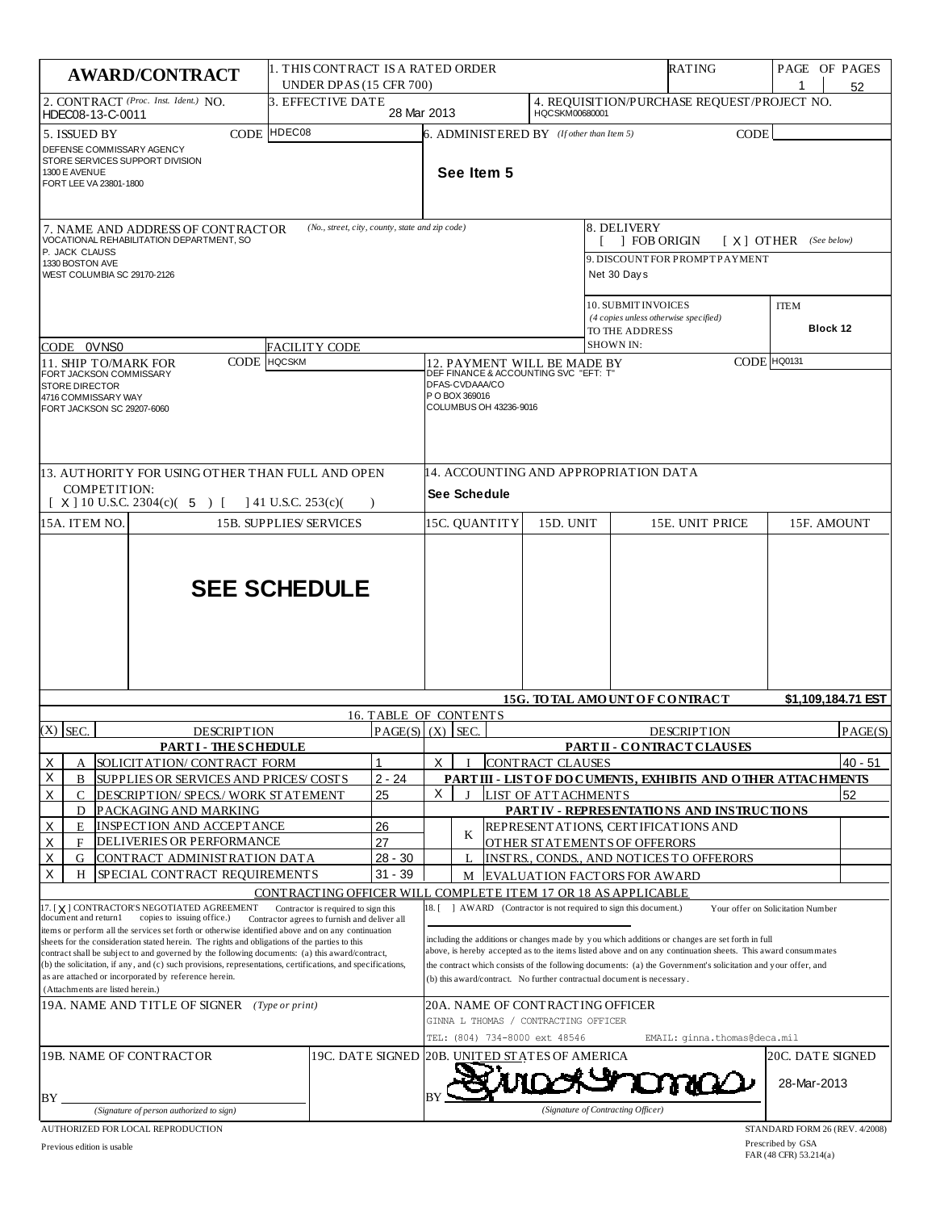# AWARD/CONTRACT

| | | | |
|---|---|---|---|
| **AWARD/CONTRACT** | 1. THIS CONTRACT IS A RATED ORDER UNDER DPAS (15 CFR 700) | RATING | PAGE OF PAGES 1 52 |
| 2. CONTRACT *(Proc. Inst. Ident.)* NO. HDEC08-13-C-0011 | 3. EFFECTIVE DATE 28 Mar 2013 | 4. REQUISITION/PURCHASE REQUEST/PROJECT NO. HQCSKM00680001 | |
| 5. ISSUED BY CODE HDEC08<br>DEFENSE COMMISSARY AGENCY<br>STORE SERVICES SUPPORT DIVISION<br>1300 E AVENUE<br>FORT LEE VA 23801-1800 | 6. ADMINISTERED BY *(If other than Item 5)* CODE<br>**See Item 5** | | |
| 7. NAME AND ADDRESS OF CONTRACTOR *(No., street, city, county, state and zip code)*<br>VOCATIONAL REHABILITATION DEPARTMENT, SO<br>P. JACK CLAUSS<br>1330 BOSTON AVE<br>WEST COLUMBIA SC 29170-2126<br>CODE 0VNS0 FACILITY CODE | 8. DELIVERY [ ] FOB ORIGIN [ X ] OTHER *(See below)*<br>9. DISCOUNT FOR PROMPT PAYMENT Net 30 Days<br>10. SUBMIT INVOICES *(4 copies unless otherwise specified)* TO THE ADDRESS SHOWN IN: | ITEM **Block 12** | |
| 11. SHIP TO/MARK FOR CODE HQCSKM<br>FORT JACKSON COMMISSARY<br>STORE DIRECTOR<br>4716 COMMISSARY WAY<br>FORT JACKSON SC 29207-6060 | 12. PAYMENT WILL BE MADE BY CODE HQ0131<br>DEF FINANCE & ACCOUNTING SVC "EFT: T"<br>DFAS-CVDAAA/CO<br>P O BOX 369016<br>COLUMBUS OH 43236-9016 | | |
| 13. AUTHORITY FOR USING OTHER THAN FULL AND OPEN COMPETITION:<br>[ X ] 10 U.S.C. 2304(c)( 5 ) [ ] 41 U.S.C. 253(c)( ) | 14. ACCOUNTING AND APPROPRIATION DATA<br>**See Schedule** | | |

| 15A. ITEM NO. | 15B. SUPPLIES/ SERVICES | 15C. QUANTITY | 15D. UNIT | 15E. UNIT PRICE | 15F. AMOUNT |
|---|---|---|---|---|---|
| | **SEE SCHEDULE** | | | | |
| | | | | **15G. TOTAL AMOUNT OF CONTRACT** | **$1,109,184.71 EST** |

## 16. TABLE OF CONTENTS

| (X) | SEC. | DESCRIPTION | PAGE(S) | (X) | SEC. | DESCRIPTION | PAGE(S) |
|---|---|---|---|---|---|---|---|
| | | **PART I - THE SCHEDULE** | | | | **PART II - CONTRACT CLAUSES** | |
| X | A | SOLICITATION/ CONTRACT FORM | 1 | X | I | CONTRACT CLAUSES | 40 - 51 |
| X | B | SUPPLIES OR SERVICES AND PRICES/ COSTS | 2 - 24 | | | **PART III - LIST OF DOCUMENTS, EXHIBITS AND OTHER ATTACHMENTS** | |
| X | C | DESCRIPTION/ SPECS./ WORK STATEMENT | 25 | X | J | LIST OF ATTACHMENTS | 52 |
| | D | PACKAGING AND MARKING | | | | **PART IV - REPRESENTATIONS AND INSTRUCTIONS** | |
| X | E | INSPECTION AND ACCEPTANCE | 26 | | K | REPRESENTATIONS, CERTIFICATIONS AND OTHER STATEMENTS OF OFFERORS | |
| X | F | DELIVERIES OR PERFORMANCE | 27 | | | | |
| X | G | CONTRACT ADMINISTRATION DATA | 28 - 30 | | L | INSTRS., CONDS., AND NOTICES TO OFFERORS | |
| X | H | SPECIAL CONTRACT REQUIREMENTS | 31 - 39 | | M | EVALUATION FACTORS FOR AWARD | |

CONTRACTING OFFICER WILL COMPLETE ITEM 17 OR 18 AS APPLICABLE

| | |
|---|---|
| 17. [ X ] CONTRACTOR'S NEGOTIATED AGREEMENT Contractor is required to sign this document and return 1 copies to issuing office.) Contractor agrees to furnish and deliver all items or perform all the services set forth or otherwise identified above and on any continuation sheets for the consideration stated herein. The rights and obligations of the parties to this contract shall be subject to and governed by the following documents: (a) this award/contract, (b) the solicitation, if any, and (c) such provisions, representations, certifications, and specifications, as are attached or incorporated by reference herein. (Attachments are listed herein.) | 18. [ ] AWARD (Contractor is not required to sign this document.) Your offer on Solicitation Number ______ including the additions or changes made by you which additions or changes are set forth in full above, is hereby accepted as to the items listed above and on any continuation sheets. This award consummates the contract which consists of the following documents: (a) the Government's solicitation and your offer, and (b) this award/contract. No further contractual document is necessary. |
| 19A. NAME AND TITLE OF SIGNER *(Type or print)* | 20A. NAME OF CONTRACTING OFFICER<br>GINNA L THOMAS / CONTRACTING OFFICER<br>TEL: (804) 734-8000 ext 48546 EMAIL: ginna.thomas@deca.mil |
| 19B. NAME OF CONTRACTOR<br>BY ______<br>*(Signature of person authorized to sign)* 19C. DATE SIGNED | 20B. UNITED STATES OF AMERICA<br>BY Ginna Thomas<br>*(Signature of Contracting Officer)* 20C. DATE SIGNED 28-Mar-2013 |

AUTHORIZED FOR LOCAL REPRODUCTION
Previous edition is usable

STANDARD FORM 26 (REV. 4/2008)
Prescribed by GSA
FAR (48 CFR) 53.214(a)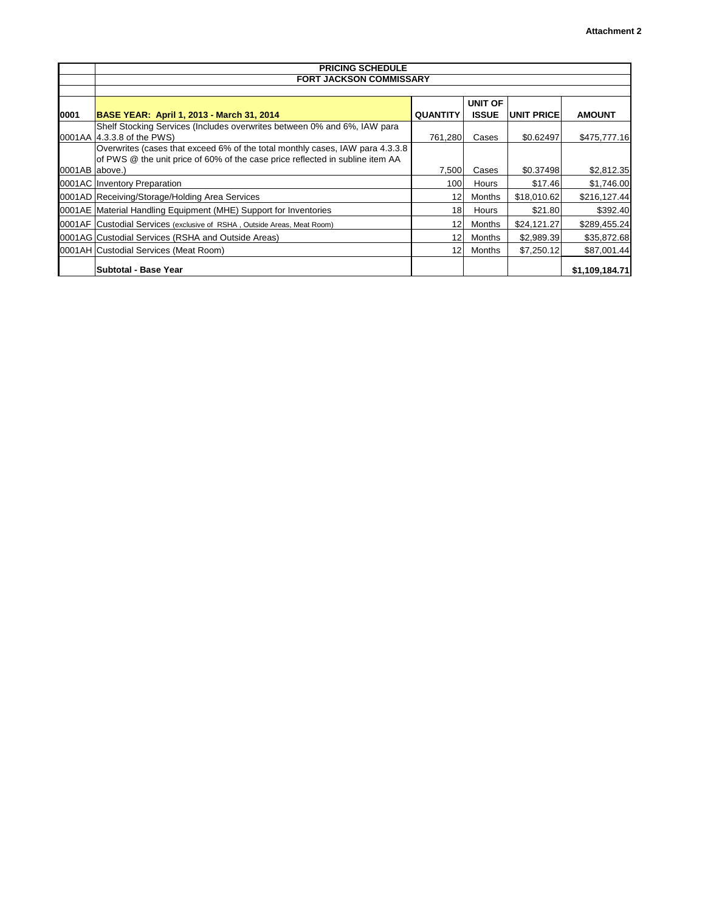**Attachment 2**

| | PRICING SCHEDULE | | | | |
|---|---|---|---|---|---|
| | FORT JACKSON COMMISSARY | | | | |
| **0001** | **BASE YEAR: April 1, 2013 - March 31, 2014** | **QUANTITY** | **UNIT OF ISSUE** | **UNIT PRICE** | **AMOUNT** |
| 0001AA | Shelf Stocking Services (Includes overwrites between 0% and 6%, IAW para 4.3.3.8 of the PWS) | 761,280 | Cases | $0.62497 | $475,777.16 |
| 0001AB | Overwrites (cases that exceed 6% of the total monthly cases, IAW para 4.3.3.8 of PWS @ the unit price of 60% of the case price reflected in subline item AA above.) | 7,500 | Cases | $0.37498 | $2,812.35 |
| 0001AC | Inventory Preparation | 100 | Hours | $17.46 | $1,746.00 |
| 0001AD | Receiving/Storage/Holding Area Services | 12 | Months | $18,010.62 | $216,127.44 |
| 0001AE | Material Handling Equipment (MHE) Support for Inventories | 18 | Hours | $21.80 | $392.40 |
| 0001AF | Custodial Services (exclusive of RSHA , Outside Areas, Meat Room) | 12 | Months | $24,121.27 | $289,455.24 |
| 0001AG | Custodial Services (RSHA and Outside Areas) | 12 | Months | $2,989.39 | $35,872.68 |
| 0001AH | Custodial Services (Meat Room) | 12 | Months | $7,250.12 | $87,001.44 |
| | **Subtotal - Base Year** | | | | **$1,109,184.71** |